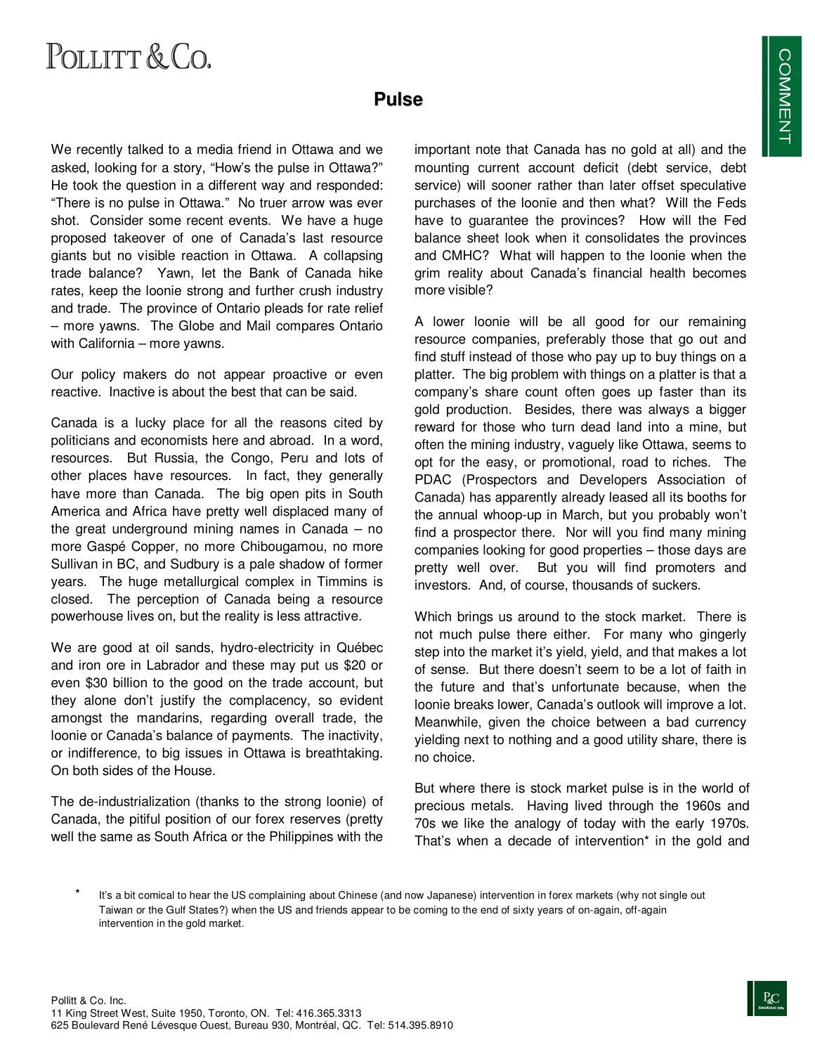# Pulse

We recently talked to a media friend in Ottawa and we asked, looking for a story, "How's the pulse in Ottawa?" He took the question in a different way and responded: "There is no pulse in Ottawa." No truer arrow was ever shot. Consider some recent events. We have a huge proposed takeover of one of Canada's last resource giants but no visible reaction in Ottawa. A collapsing trade balance? Yawn, let the Bank of Canada hike rates, keep the loonie strong and further crush industry and trade. The province of Ontario pleads for rate relief – more yawns. The Globe and Mail compares Ontario with California – more yawns.

Our policy makers do not appear proactive or even reactive. Inactive is about the best that can be said.

Canada is a lucky place for all the reasons cited by politicians and economists here and abroad. In a word, resources. But Russia, the Congo, Peru and lots of other places have resources. In fact, they generally have more than Canada. The big open pits in South America and Africa have pretty well displaced many of the great underground mining names in Canada – no more Gaspé Copper, no more Chibougamou, no more Sullivan in BC, and Sudbury is a pale shadow of former years. The huge metallurgical complex in Timmins is closed. The perception of Canada being a resource powerhouse lives on, but the reality is less attractive.

We are good at oil sands, hydro-electricity in Québec and iron ore in Labrador and these may put us $20 or even $30 billion to the good on the trade account, but they alone don't justify the complacency, so evident amongst the mandarins, regarding overall trade, the loonie or Canada's balance of payments. The inactivity, or indifference, to big issues in Ottawa is breathtaking. On both sides of the House.

The de-industrialization (thanks to the strong loonie) of Canada, the pitiful position of our forex reserves (pretty well the same as South Africa or the Philippines with the important note that Canada has no gold at all) and the mounting current account deficit (debt service, debt service) will sooner rather than later offset speculative purchases of the loonie and then what? Will the Feds have to guarantee the provinces? How will the Fed balance sheet look when it consolidates the provinces and CMHC? What will happen to the loonie when the grim reality about Canada's financial health becomes more visible?

A lower loonie will be all good for our remaining resource companies, preferably those that go out and find stuff instead of those who pay up to buy things on a platter. The big problem with things on a platter is that a company's share count often goes up faster than its gold production. Besides, there was always a bigger reward for those who turn dead land into a mine, but often the mining industry, vaguely like Ottawa, seems to opt for the easy, or promotional, road to riches. The PDAC (Prospectors and Developers Association of Canada) has apparently already leased all its booths for the annual whoop-up in March, but you probably won't find a prospector there. Nor will you find many mining companies looking for good properties – those days are pretty well over. But you will find promoters and investors. And, of course, thousands of suckers.

Which brings us around to the stock market. There is not much pulse there either. For many who gingerly step into the market it's yield, yield, and that makes a lot of sense. But there doesn't seem to be a lot of faith in the future and that's unfortunate because, when the loonie breaks lower, Canada's outlook will improve a lot. Meanwhile, given the choice between a bad currency yielding next to nothing and a good utility share, there is no choice.

But where there is stock market pulse is in the world of precious metals. Having lived through the 1960s and 70s we like the analogy of today with the early 1970s. That's when a decade of intervention* in the gold and

\* It's a bit comical to hear the US complaining about Chinese (and now Japanese) intervention in forex markets (why not single out Taiwan or the Gulf States?) when the US and friends appear to be coming to the end of sixty years of on-again, off-again intervention in the gold market.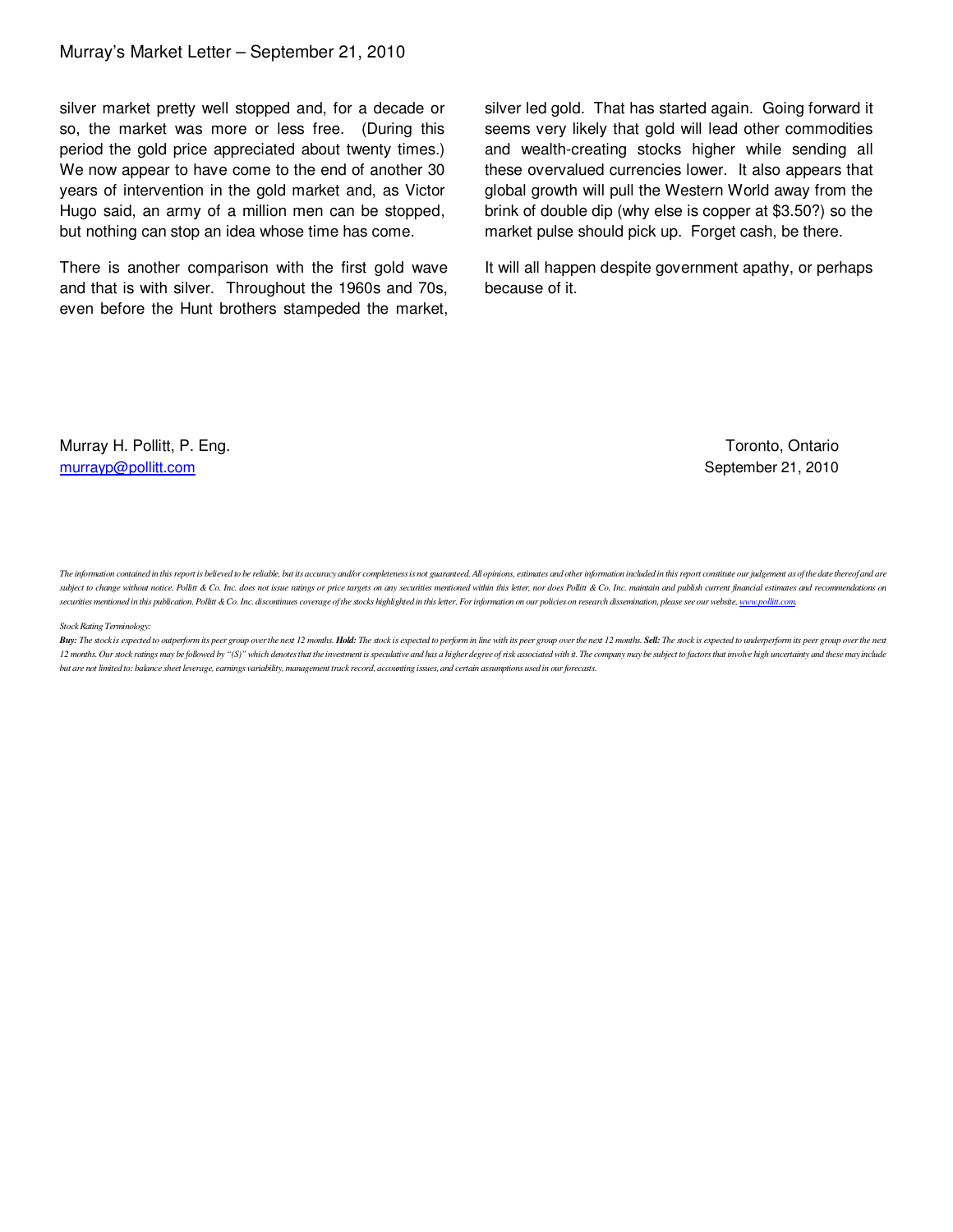silver market pretty well stopped and, for a decade or so, the market was more or less free. (During this period the gold price appreciated about twenty times.) We now appear to have come to the end of another 30 years of intervention in the gold market and, as Victor Hugo said, an army of a million men can be stopped, but nothing can stop an idea whose time has come.

There is another comparison with the first gold wave and that is with silver. Throughout the 1960s and 70s, even before the Hunt brothers stampeded the market, silver led gold. That has started again. Going forward it seems very likely that gold will lead other commodities and wealth-creating stocks higher while sending all these overvalued currencies lower. It also appears that global growth will pull the Western World away from the brink of double dip (why else is copper at $3.50?) so the market pulse should pick up. Forget cash, be there.

It will all happen despite government apathy, or perhaps because of it.

Murray H. Pollitt, P. Eng.
[murrayp@pollitt.com](mailto:murrayp@pollitt.com)

Toronto, Ontario
September 21, 2010

*The information contained in this report is believed to be reliable, but its accuracy and/or completeness is not guaranteed. All opinions, estimates and other information included in this report constitute our judgement as of the date thereof and are subject to change without notice. Pollitt & Co. Inc. does not issue ratings or price targets on any securities mentioned within this letter, nor does Pollitt & Co. Inc. maintain and publish current financial estimates and recommendations on securities mentioned in this publication. Pollitt & Co. Inc. discontinues coverage of the stocks highlighted in this letter. For information on our policies on research dissemination, please see our website, [www.pollitt.com](http://www.pollitt.com).*

*Stock Rating Terminology:*

***Buy:** The stock is expected to outperform its peer group over the next 12 months. **Hold:** The stock is expected to perform in line with its peer group over the next 12 months. **Sell:** The stock is expected to underperform its peer group over the next 12 months. Our stock ratings may be followed by "(S)" which denotes that the investment is speculative and has a higher degree of risk associated with it. The company may be subject to factors that involve high uncertainty and these may include but are not limited to: balance sheet leverage, earnings variability, management track record, accounting issues, and certain assumptions used in our forecasts.*